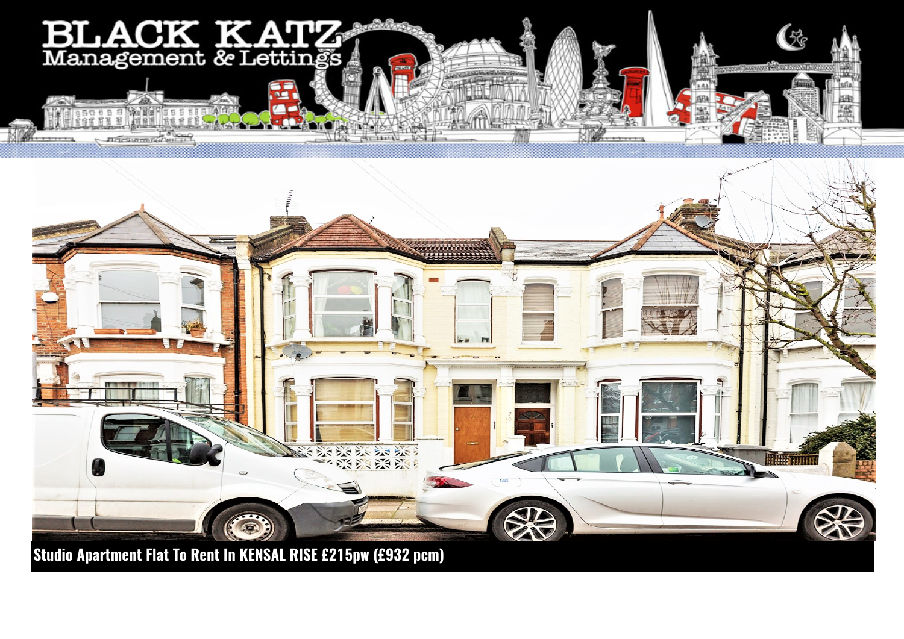# BLACK KATZ
Management & Lettings

**Studio Apartment Flat To Rent In KENSAL RISE £215pw (£932 pcm)**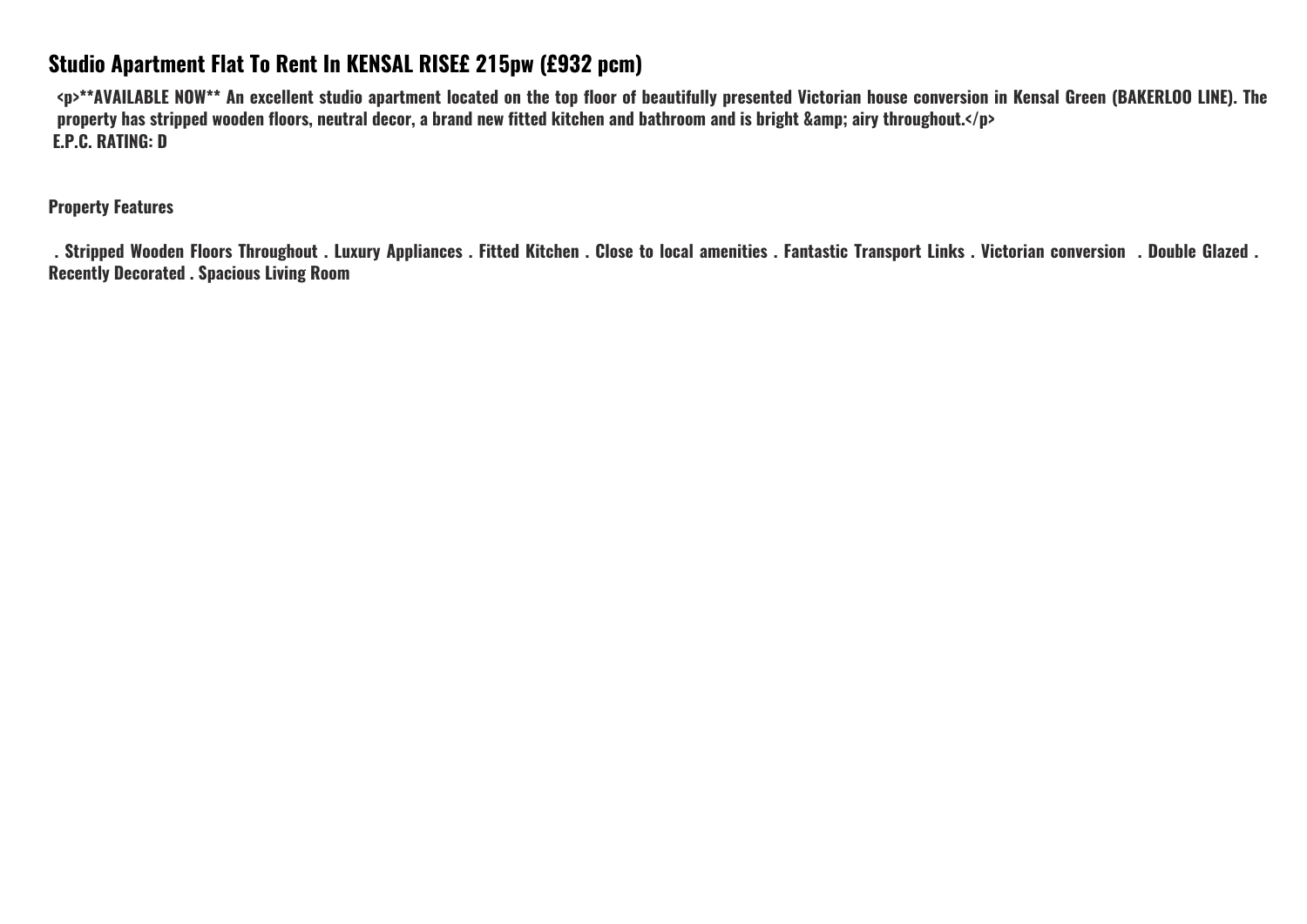# Studio Apartment Flat To Rent In KENSAL RISE£ 215pw (£932 pcm)

<p>**AVAILABLE NOW** An excellent studio apartment located on the top floor of beautifully presented Victorian house conversion in Kensal Green (BAKERLOO LINE). The property has stripped wooden floors, neutral decor, a brand new fitted kitchen and bathroom and is bright &amp; airy throughout.</p>

E.P.C. RATING: D

## Property Features

. Stripped Wooden Floors Throughout . Luxury Appliances . Fitted Kitchen . Close to local amenities . Fantastic Transport Links . Victorian conversion . Double Glazed . Recently Decorated . Spacious Living Room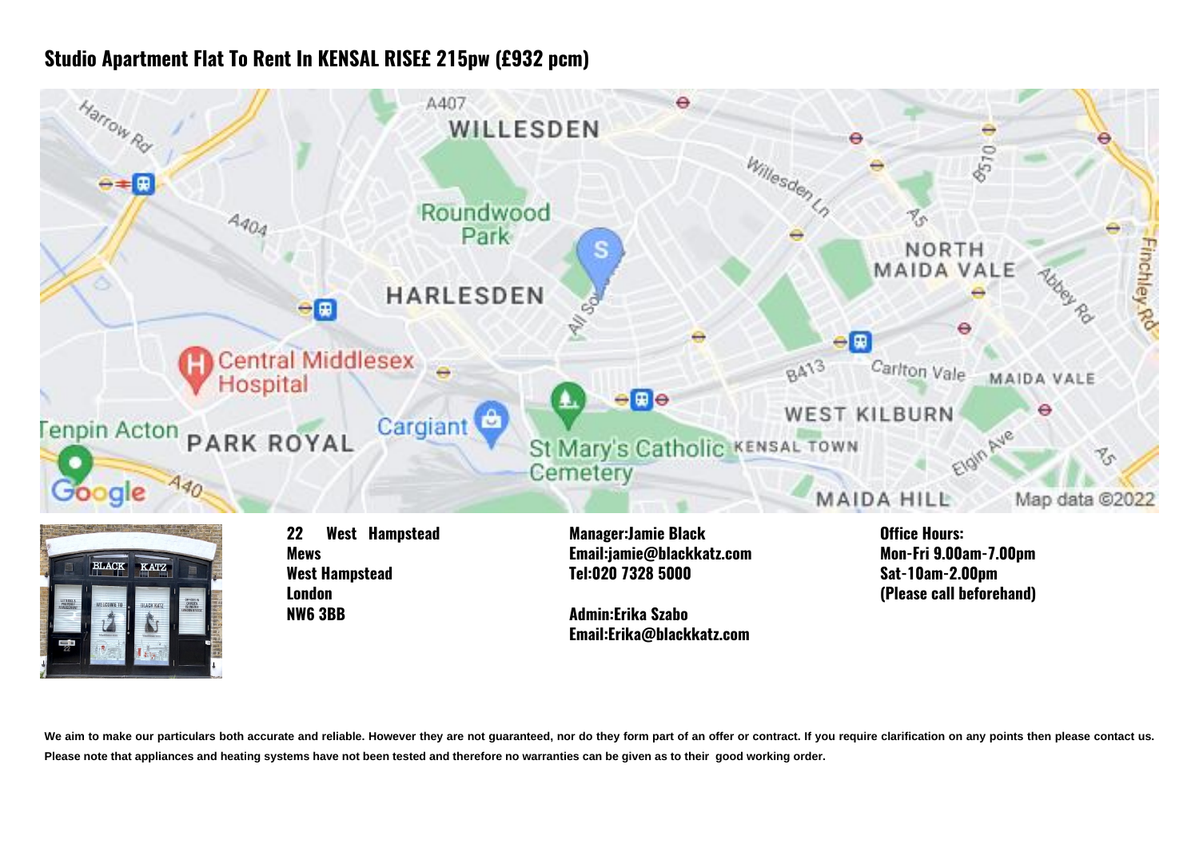## Studio Apartment Flat To Rent In KENSAL RISE£ 215pw (£932 pcm)

22 West Hampstead Mews
West Hampstead
London
NW6 3BB

Manager:Jamie Black
Email:jamie@blackkatz.com
Tel:020 7328 5000

Admin:Erika Szabo
Email:Erika@blackkatz.com

Office Hours:
Mon-Fri 9.00am-7.00pm
Sat-10am-2.00pm
(Please call beforehand)

We aim to make our particulars both accurate and reliable. However they are not guaranteed, nor do they form part of an offer or contract. If you require clarification on any points then please contact us. Please note that appliances and heating systems have not been tested and therefore no warranties can be given as to their good working order.